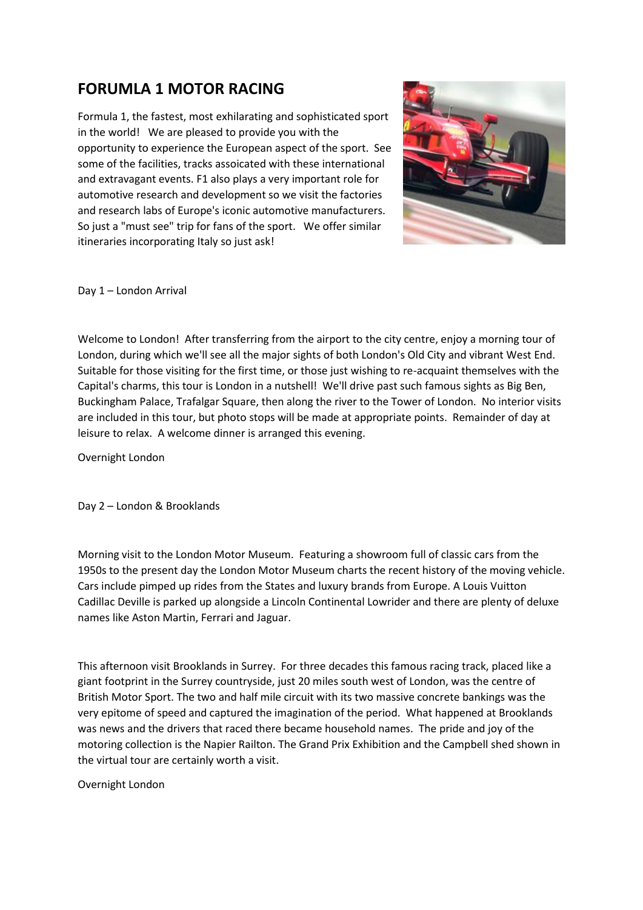# FORUMLA 1 MOTOR RACING

Formula 1, the fastest, most exhilarating and sophisticated sport in the world! We are pleased to provide you with the opportunity to experience the European aspect of the sport. See some of the facilities, tracks assoicated with these international and extravagant events. F1 also plays a very important role for automotive research and development so we visit the factories and research labs of Europe's iconic automotive manufacturers. So just a "must see" trip for fans of the sport. We offer similar itineraries incorporating Italy so just ask!

Day 1 – London Arrival

Welcome to London! After transferring from the airport to the city centre, enjoy a morning tour of London, during which we'll see all the major sights of both London's Old City and vibrant West End. Suitable for those visiting for the first time, or those just wishing to re-acquaint themselves with the Capital's charms, this tour is London in a nutshell! We'll drive past such famous sights as Big Ben, Buckingham Palace, Trafalgar Square, then along the river to the Tower of London. No interior visits are included in this tour, but photo stops will be made at appropriate points. Remainder of day at leisure to relax. A welcome dinner is arranged this evening.

Overnight London

Day 2 – London & Brooklands

Morning visit to the London Motor Museum. Featuring a showroom full of classic cars from the 1950s to the present day the London Motor Museum charts the recent history of the moving vehicle. Cars include pimped up rides from the States and luxury brands from Europe. A Louis Vuitton Cadillac Deville is parked up alongside a Lincoln Continental Lowrider and there are plenty of deluxe names like Aston Martin, Ferrari and Jaguar.

This afternoon visit Brooklands in Surrey. For three decades this famous racing track, placed like a giant footprint in the Surrey countryside, just 20 miles south west of London, was the centre of British Motor Sport. The two and half mile circuit with its two massive concrete bankings was the very epitome of speed and captured the imagination of the period. What happened at Brooklands was news and the drivers that raced there became household names. The pride and joy of the motoring collection is the Napier Railton. The Grand Prix Exhibition and the Campbell shed shown in the virtual tour are certainly worth a visit.

Overnight London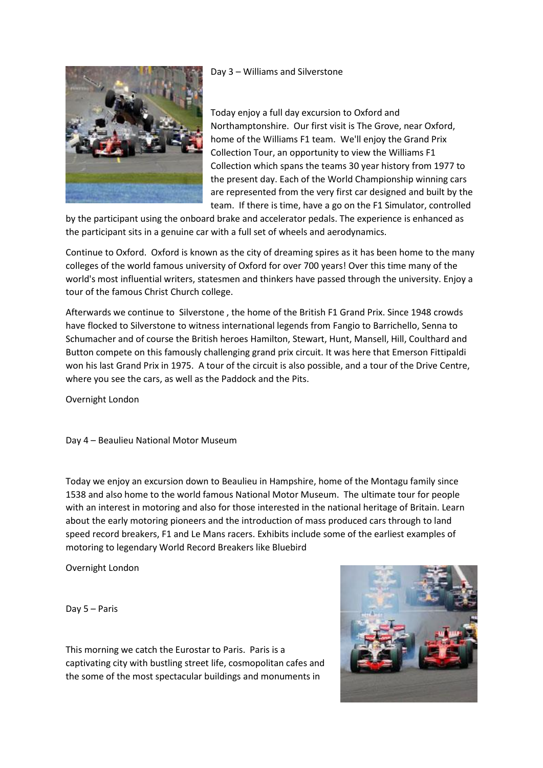## Day 3 – Williams and Silverstone

Today enjoy a full day excursion to Oxford and Northamptonshire. Our first visit is The Grove, near Oxford, home of the Williams F1 team. We'll enjoy the Grand Prix Collection Tour, an opportunity to view the Williams F1 Collection which spans the teams 30 year history from 1977 to the present day. Each of the World Championship winning cars are represented from the very first car designed and built by the team. If there is time, have a go on the F1 Simulator, controlled by the participant using the onboard brake and accelerator pedals. The experience is enhanced as the participant sits in a genuine car with a full set of wheels and aerodynamics.

Continue to Oxford. Oxford is known as the city of dreaming spires as it has been home to the many colleges of the world famous university of Oxford for over 700 years! Over this time many of the world's most influential writers, statesmen and thinkers have passed through the university. Enjoy a tour of the famous Christ Church college.

Afterwards we continue to Silverstone , the home of the British F1 Grand Prix. Since 1948 crowds have flocked to Silverstone to witness international legends from Fangio to Barrichello, Senna to Schumacher and of course the British heroes Hamilton, Stewart, Hunt, Mansell, Hill, Coulthard and Button compete on this famously challenging grand prix circuit. It was here that Emerson Fittipaldi won his last Grand Prix in 1975. A tour of the circuit is also possible, and a tour of the Drive Centre, where you see the cars, as well as the Paddock and the Pits.

Overnight London

## Day 4 – Beaulieu National Motor Museum

Today we enjoy an excursion down to Beaulieu in Hampshire, home of the Montagu family since 1538 and also home to the world famous National Motor Museum. The ultimate tour for people with an interest in motoring and also for those interested in the national heritage of Britain. Learn about the early motoring pioneers and the introduction of mass produced cars through to land speed record breakers, F1 and Le Mans racers. Exhibits include some of the earliest examples of motoring to legendary World Record Breakers like Bluebird

Overnight London

## Day 5 – Paris

This morning we catch the Eurostar to Paris. Paris is a captivating city with bustling street life, cosmopolitan cafes and the some of the most spectacular buildings and monuments in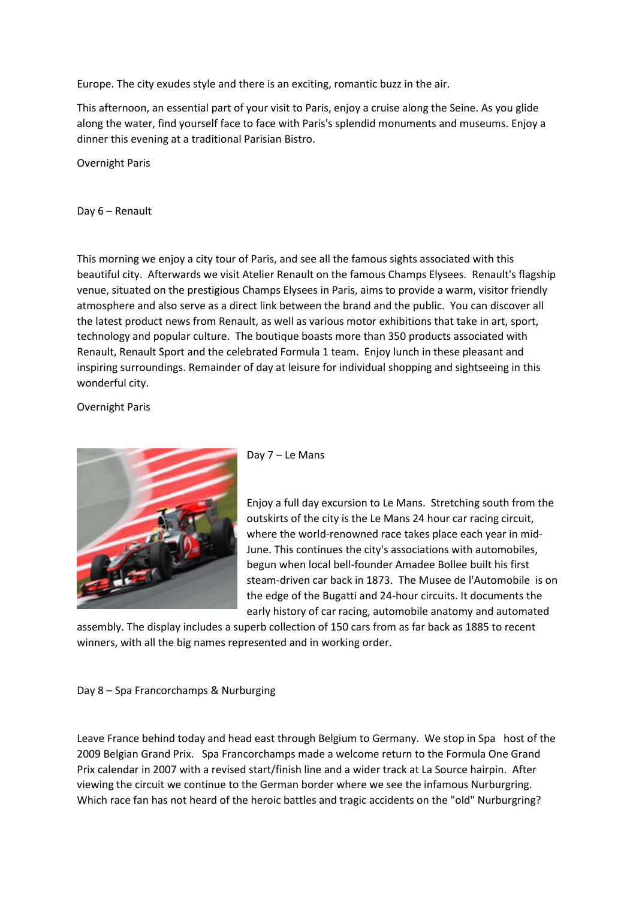Europe. The city exudes style and there is an exciting, romantic buzz in the air.

This afternoon, an essential part of your visit to Paris, enjoy a cruise along the Seine. As you glide along the water, find yourself face to face with Paris's splendid monuments and museums. Enjoy a dinner this evening at a traditional Parisian Bistro.

Overnight Paris

Day 6 – Renault

This morning we enjoy a city tour of Paris, and see all the famous sights associated with this beautiful city. Afterwards we visit Atelier Renault on the famous Champs Elysees. Renault's flagship venue, situated on the prestigious Champs Elysees in Paris, aims to provide a warm, visitor friendly atmosphere and also serve as a direct link between the brand and the public. You can discover all the latest product news from Renault, as well as various motor exhibitions that take in art, sport, technology and popular culture. The boutique boasts more than 350 products associated with Renault, Renault Sport and the celebrated Formula 1 team. Enjoy lunch in these pleasant and inspiring surroundings. Remainder of day at leisure for individual shopping and sightseeing in this wonderful city.

Overnight Paris

Day 7 – Le Mans

Enjoy a full day excursion to Le Mans. Stretching south from the outskirts of the city is the Le Mans 24 hour car racing circuit, where the world-renowned race takes place each year in mid-June. This continues the city's associations with automobiles, begun when local bell-founder Amadee Bollee built his first steam-driven car back in 1873. The Musee de l'Automobile is on the edge of the Bugatti and 24-hour circuits. It documents the early history of car racing, automobile anatomy and automated assembly. The display includes a superb collection of 150 cars from as far back as 1885 to recent winners, with all the big names represented and in working order.

Day 8 – Spa Francorchamps & Nurburging

Leave France behind today and head east through Belgium to Germany. We stop in Spa host of the 2009 Belgian Grand Prix. Spa Francorchamps made a welcome return to the Formula One Grand Prix calendar in 2007 with a revised start/finish line and a wider track at La Source hairpin. After viewing the circuit we continue to the German border where we see the infamous Nurburgring. Which race fan has not heard of the heroic battles and tragic accidents on the "old" Nurburgring?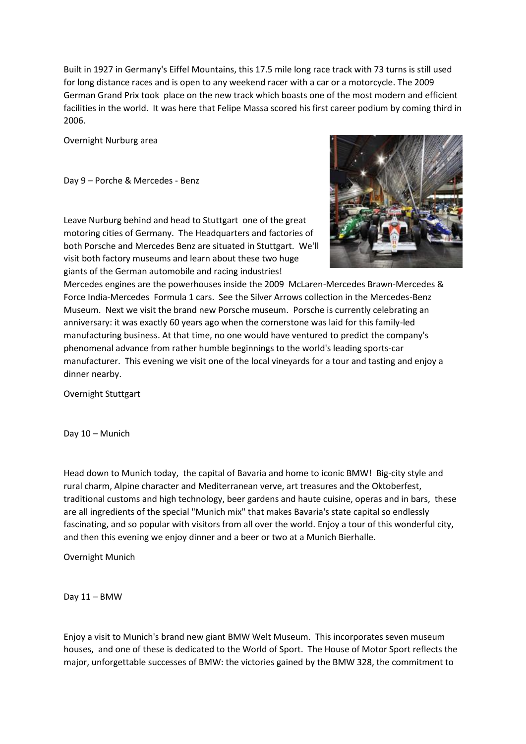Built in 1927 in Germany's Eiffel Mountains, this 17.5 mile long race track with 73 turns is still used for long distance races and is open to any weekend racer with a car or a motorcycle. The 2009 German Grand Prix took place on the new track which boasts one of the most modern and efficient facilities in the world. It was here that Felipe Massa scored his first career podium by coming third in 2006.

Overnight Nurburg area

Day 9 – Porche & Mercedes - Benz

Leave Nurburg behind and head to Stuttgart one of the great motoring cities of Germany. The Headquarters and factories of both Porsche and Mercedes Benz are situated in Stuttgart. We'll visit both factory museums and learn about these two huge giants of the German automobile and racing industries! Mercedes engines are the powerhouses inside the 2009 McLaren-Mercedes Brawn-Mercedes & Force India-Mercedes Formula 1 cars. See the Silver Arrows collection in the Mercedes-Benz Museum. Next we visit the brand new Porsche museum. Porsche is currently celebrating an anniversary: it was exactly 60 years ago when the cornerstone was laid for this family-led manufacturing business. At that time, no one would have ventured to predict the company's phenomenal advance from rather humble beginnings to the world's leading sports-car manufacturer. This evening we visit one of the local vineyards for a tour and tasting and enjoy a dinner nearby.

Overnight Stuttgart

Day 10 – Munich

Head down to Munich today, the capital of Bavaria and home to iconic BMW! Big-city style and rural charm, Alpine character and Mediterranean verve, art treasures and the Oktoberfest, traditional customs and high technology, beer gardens and haute cuisine, operas and in bars, these are all ingredients of the special "Munich mix" that makes Bavaria's state capital so endlessly fascinating, and so popular with visitors from all over the world. Enjoy a tour of this wonderful city, and then this evening we enjoy dinner and a beer or two at a Munich Bierhalle.

Overnight Munich

Day 11 – BMW

Enjoy a visit to Munich's brand new giant BMW Welt Museum. This incorporates seven museum houses, and one of these is dedicated to the World of Sport. The House of Motor Sport reflects the major, unforgettable successes of BMW: the victories gained by the BMW 328, the commitment to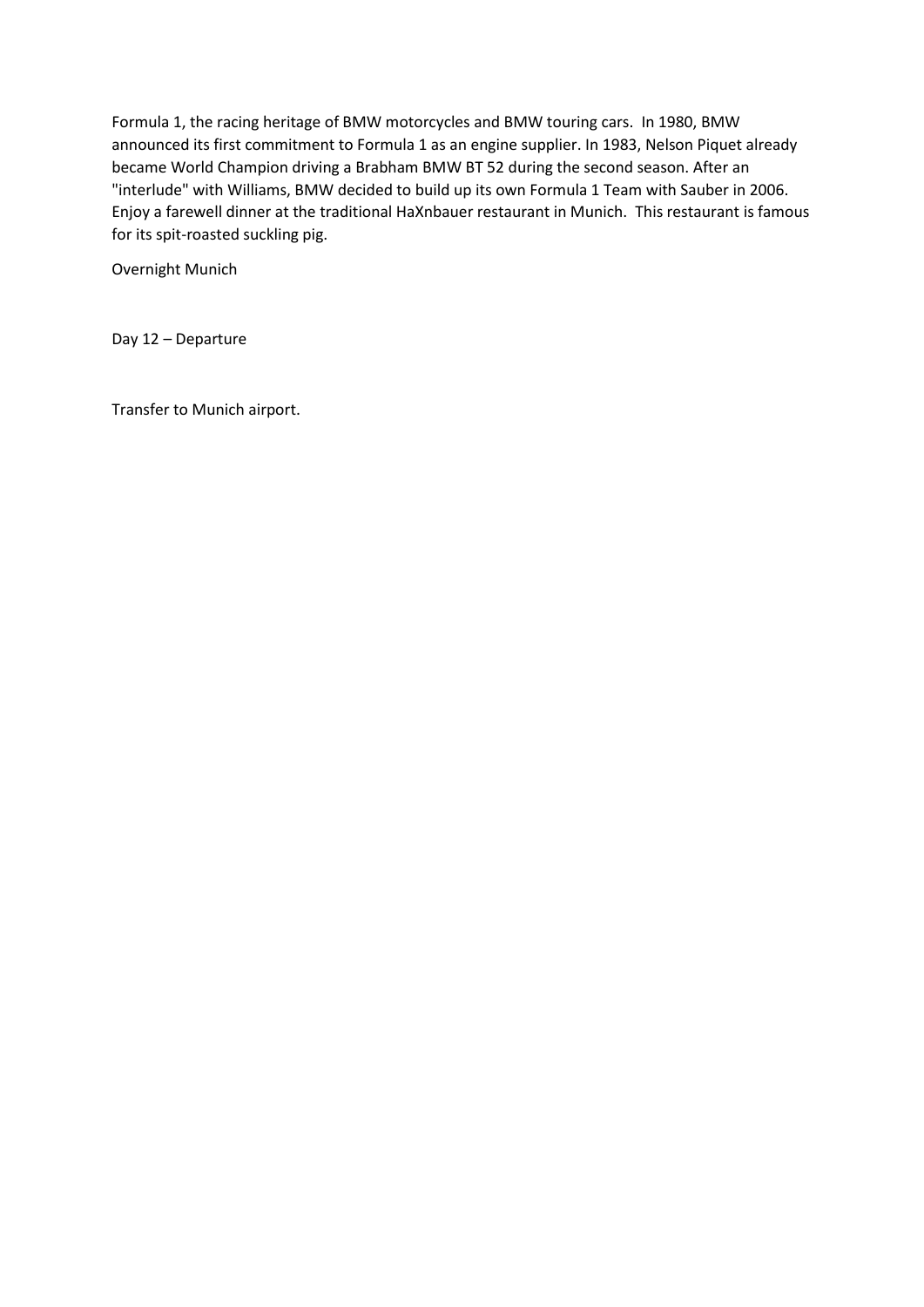Formula 1, the racing heritage of BMW motorcycles and BMW touring cars. In 1980, BMW announced its first commitment to Formula 1 as an engine supplier. In 1983, Nelson Piquet already became World Champion driving a Brabham BMW BT 52 during the second season. After an "interlude" with Williams, BMW decided to build up its own Formula 1 Team with Sauber in 2006. Enjoy a farewell dinner at the traditional HaXnbauer restaurant in Munich. This restaurant is famous for its spit-roasted suckling pig.

Overnight Munich

Day 12 – Departure

Transfer to Munich airport.